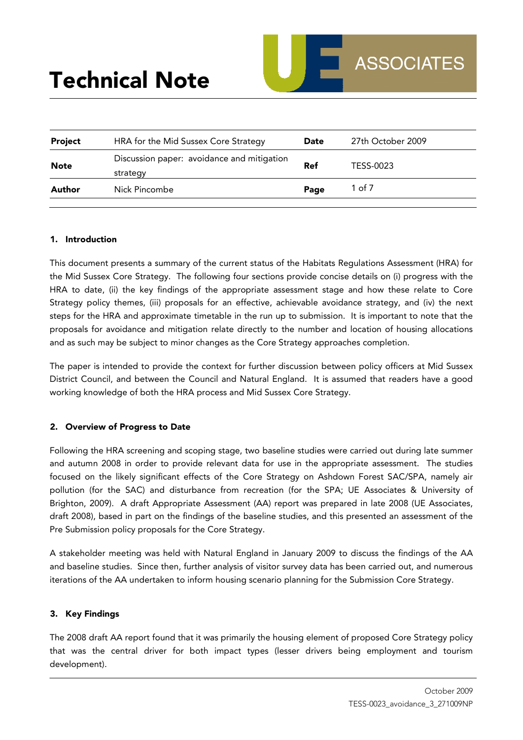# Technical Note

UE ASSOCIATES

| Project | HRA for the Mid Sussex Core Strategy | Date | 27th October 2009 |
| --- | --- | --- | --- |
| Note | Discussion paper: avoidance and mitigation strategy | Ref | TESS-0023 |
| Author | Nick Pincombe | Page | 1 of 7 |

## 1. Introduction

This document presents a summary of the current status of the Habitats Regulations Assessment (HRA) for the Mid Sussex Core Strategy. The following four sections provide concise details on (i) progress with the HRA to date, (ii) the key findings of the appropriate assessment stage and how these relate to Core Strategy policy themes, (iii) proposals for an effective, achievable avoidance strategy, and (iv) the next steps for the HRA and approximate timetable in the run up to submission. It is important to note that the proposals for avoidance and mitigation relate directly to the number and location of housing allocations and as such may be subject to minor changes as the Core Strategy approaches completion.

The paper is intended to provide the context for further discussion between policy officers at Mid Sussex District Council, and between the Council and Natural England. It is assumed that readers have a good working knowledge of both the HRA process and Mid Sussex Core Strategy.

## 2. Overview of Progress to Date

Following the HRA screening and scoping stage, two baseline studies were carried out during late summer and autumn 2008 in order to provide relevant data for use in the appropriate assessment. The studies focused on the likely significant effects of the Core Strategy on Ashdown Forest SAC/SPA, namely air pollution (for the SAC) and disturbance from recreation (for the SPA; UE Associates & University of Brighton, 2009). A draft Appropriate Assessment (AA) report was prepared in late 2008 (UE Associates, draft 2008), based in part on the findings of the baseline studies, and this presented an assessment of the Pre Submission policy proposals for the Core Strategy.

A stakeholder meeting was held with Natural England in January 2009 to discuss the findings of the AA and baseline studies. Since then, further analysis of visitor survey data has been carried out, and numerous iterations of the AA undertaken to inform housing scenario planning for the Submission Core Strategy.

## 3. Key Findings

The 2008 draft AA report found that it was primarily the housing element of proposed Core Strategy policy that was the central driver for both impact types (lesser drivers being employment and tourism development).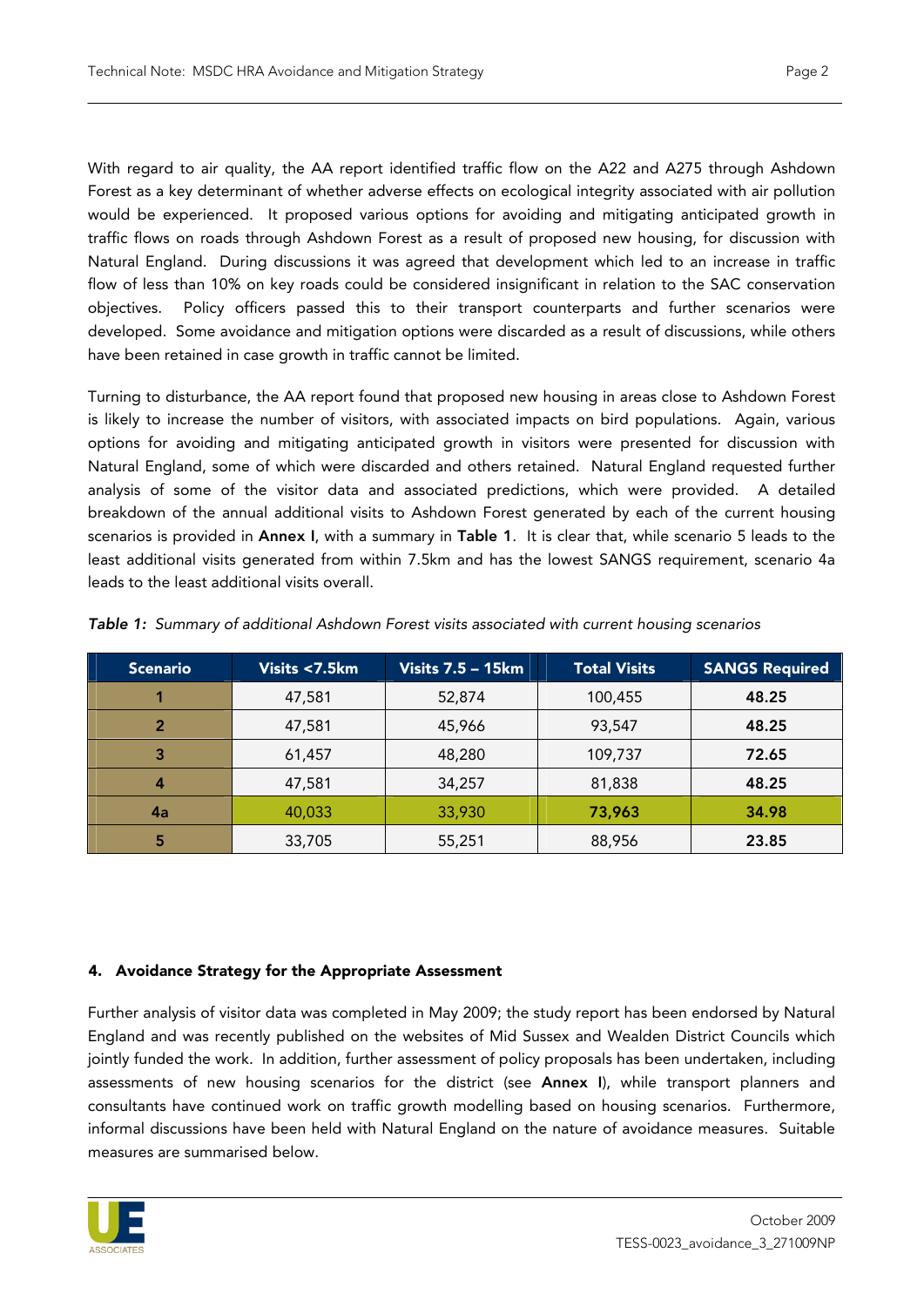With regard to air quality, the AA report identified traffic flow on the A22 and A275 through Ashdown Forest as a key determinant of whether adverse effects on ecological integrity associated with air pollution would be experienced. It proposed various options for avoiding and mitigating anticipated growth in traffic flows on roads through Ashdown Forest as a result of proposed new housing, for discussion with Natural England. During discussions it was agreed that development which led to an increase in traffic flow of less than 10% on key roads could be considered insignificant in relation to the SAC conservation objectives. Policy officers passed this to their transport counterparts and further scenarios were developed. Some avoidance and mitigation options were discarded as a result of discussions, while others have been retained in case growth in traffic cannot be limited.

Turning to disturbance, the AA report found that proposed new housing in areas close to Ashdown Forest is likely to increase the number of visitors, with associated impacts on bird populations. Again, various options for avoiding and mitigating anticipated growth in visitors were presented for discussion with Natural England, some of which were discarded and others retained. Natural England requested further analysis of some of the visitor data and associated predictions, which were provided. A detailed breakdown of the annual additional visits to Ashdown Forest generated by each of the current housing scenarios is provided in **Annex I**, with a summary in **Table 1**. It is clear that, while scenario 5 leads to the least additional visits generated from within 7.5km and has the lowest SANGS requirement, scenario 4a leads to the least additional visits overall.

***Table 1:*** *Summary of additional Ashdown Forest visits associated with current housing scenarios*

| Scenario | Visits <7.5km | Visits 7.5 – 15km | Total Visits | SANGS Required |
|---|---|---|---|---|
| 1 | 47,581 | 52,874 | 100,455 | **48.25** |
| 2 | 47,581 | 45,966 | 93,547 | **48.25** |
| 3 | 61,457 | 48,280 | 109,737 | **72.65** |
| 4 | 47,581 | 34,257 | 81,838 | **48.25** |
| 4a | 40,033 | 33,930 | **73,963** | **34.98** |
| 5 | 33,705 | 55,251 | 88,956 | **23.85** |

#### 4. Avoidance Strategy for the Appropriate Assessment

Further analysis of visitor data was completed in May 2009; the study report has been endorsed by Natural England and was recently published on the websites of Mid Sussex and Wealden District Councils which jointly funded the work. In addition, further assessment of policy proposals has been undertaken, including assessments of new housing scenarios for the district (see **Annex I**), while transport planners and consultants have continued work on traffic growth modelling based on housing scenarios. Furthermore, informal discussions have been held with Natural England on the nature of avoidance measures. Suitable measures are summarised below.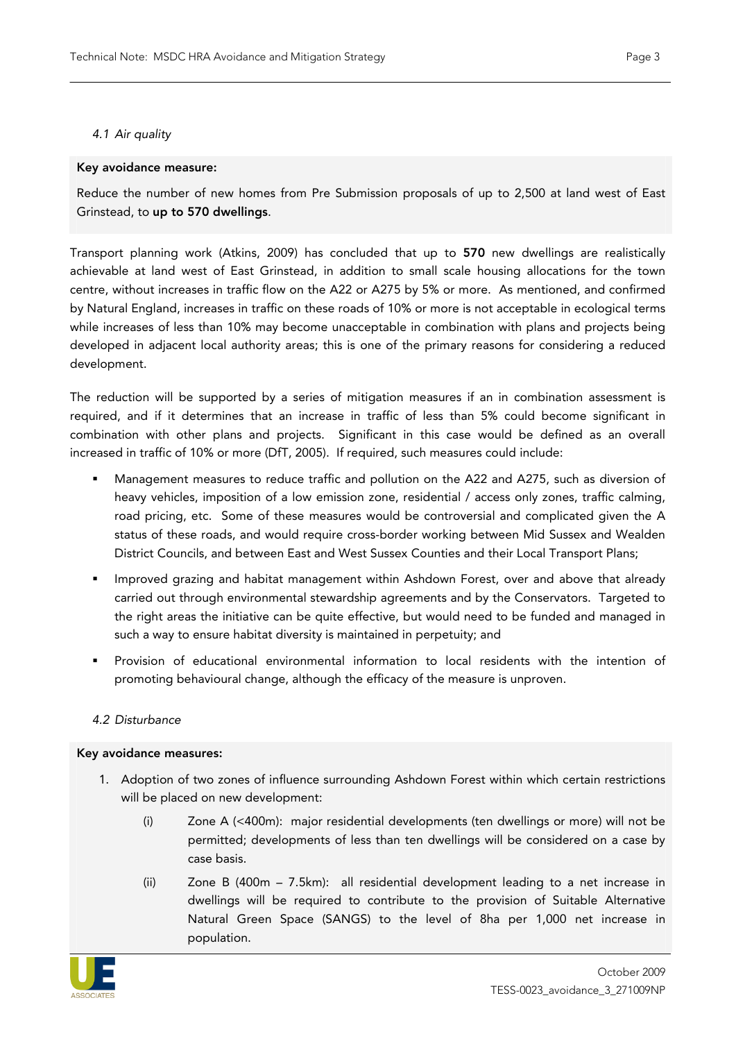### *4.1 Air quality*

**Key avoidance measure:**

Reduce the number of new homes from Pre Submission proposals of up to 2,500 at land west of East Grinstead, to **up to 570 dwellings**.

Transport planning work (Atkins, 2009) has concluded that up to **570** new dwellings are realistically achievable at land west of East Grinstead, in addition to small scale housing allocations for the town centre, without increases in traffic flow on the A22 or A275 by 5% or more. As mentioned, and confirmed by Natural England, increases in traffic on these roads of 10% or more is not acceptable in ecological terms while increases of less than 10% may become unacceptable in combination with plans and projects being developed in adjacent local authority areas; this is one of the primary reasons for considering a reduced development.

The reduction will be supported by a series of mitigation measures if an in combination assessment is required, and if it determines that an increase in traffic of less than 5% could become significant in combination with other plans and projects. Significant in this case would be defined as an overall increased in traffic of 10% or more (DfT, 2005). If required, such measures could include:

- Management measures to reduce traffic and pollution on the A22 and A275, such as diversion of heavy vehicles, imposition of a low emission zone, residential / access only zones, traffic calming, road pricing, etc. Some of these measures would be controversial and complicated given the A status of these roads, and would require cross-border working between Mid Sussex and Wealden District Councils, and between East and West Sussex Counties and their Local Transport Plans;
- Improved grazing and habitat management within Ashdown Forest, over and above that already carried out through environmental stewardship agreements and by the Conservators. Targeted to the right areas the initiative can be quite effective, but would need to be funded and managed in such a way to ensure habitat diversity is maintained in perpetuity; and
- Provision of educational environmental information to local residents with the intention of promoting behavioural change, although the efficacy of the measure is unproven.

### *4.2 Disturbance*

**Key avoidance measures:**

1. Adoption of two zones of influence surrounding Ashdown Forest within which certain restrictions will be placed on new development:
   - (i) Zone A (<400m): major residential developments (ten dwellings or more) will not be permitted; developments of less than ten dwellings will be considered on a case by case basis.
   - (ii) Zone B (400m – 7.5km): all residential development leading to a net increase in dwellings will be required to contribute to the provision of Suitable Alternative Natural Green Space (SANGS) to the level of 8ha per 1,000 net increase in population.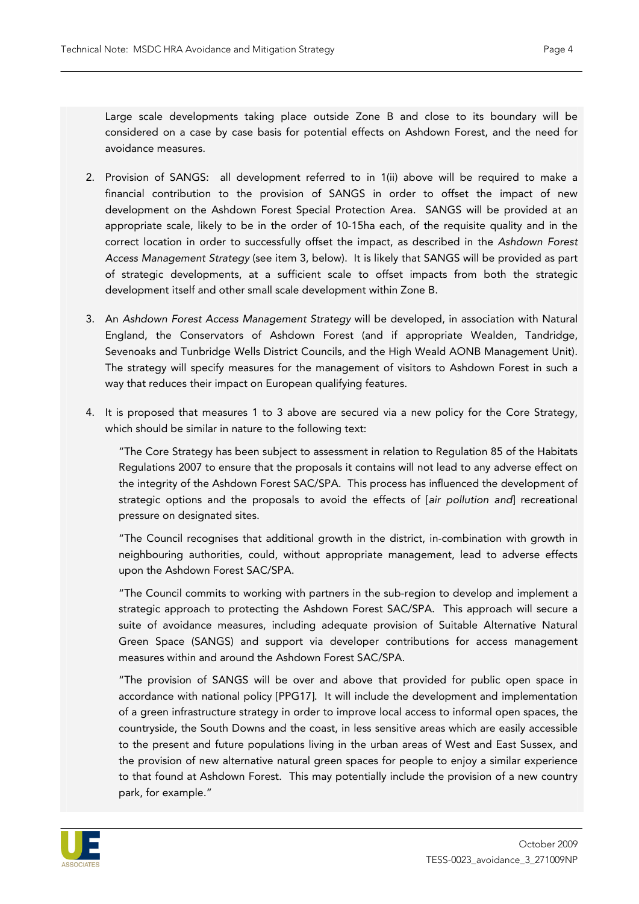Large scale developments taking place outside Zone B and close to its boundary will be considered on a case by case basis for potential effects on Ashdown Forest, and the need for avoidance measures.

2. Provision of SANGS: all development referred to in 1(ii) above will be required to make a financial contribution to the provision of SANGS in order to offset the impact of new development on the Ashdown Forest Special Protection Area. SANGS will be provided at an appropriate scale, likely to be in the order of 10-15ha each, of the requisite quality and in the correct location in order to successfully offset the impact, as described in the *Ashdown Forest Access Management Strategy* (see item 3, below). It is likely that SANGS will be provided as part of strategic developments, at a sufficient scale to offset impacts from both the strategic development itself and other small scale development within Zone B.

3. An *Ashdown Forest Access Management Strategy* will be developed, in association with Natural England, the Conservators of Ashdown Forest (and if appropriate Wealden, Tandridge, Sevenoaks and Tunbridge Wells District Councils, and the High Weald AONB Management Unit). The strategy will specify measures for the management of visitors to Ashdown Forest in such a way that reduces their impact on European qualifying features.

4. It is proposed that measures 1 to 3 above are secured via a new policy for the Core Strategy, which should be similar in nature to the following text:

   "The Core Strategy has been subject to assessment in relation to Regulation 85 of the Habitats Regulations 2007 to ensure that the proposals it contains will not lead to any adverse effect on the integrity of the Ashdown Forest SAC/SPA. This process has influenced the development of strategic options and the proposals to avoid the effects of [*air pollution and*] recreational pressure on designated sites.

   "The Council recognises that additional growth in the district, in-combination with growth in neighbouring authorities, could, without appropriate management, lead to adverse effects upon the Ashdown Forest SAC/SPA.

   "The Council commits to working with partners in the sub-region to develop and implement a strategic approach to protecting the Ashdown Forest SAC/SPA. This approach will secure a suite of avoidance measures, including adequate provision of Suitable Alternative Natural Green Space (SANGS) and support via developer contributions for access management measures within and around the Ashdown Forest SAC/SPA.

   "The provision of SANGS will be over and above that provided for public open space in accordance with national policy [PPG17]. It will include the development and implementation of a green infrastructure strategy in order to improve local access to informal open spaces, the countryside, the South Downs and the coast, in less sensitive areas which are easily accessible to the present and future populations living in the urban areas of West and East Sussex, and the provision of new alternative natural green spaces for people to enjoy a similar experience to that found at Ashdown Forest. This may potentially include the provision of a new country park, for example."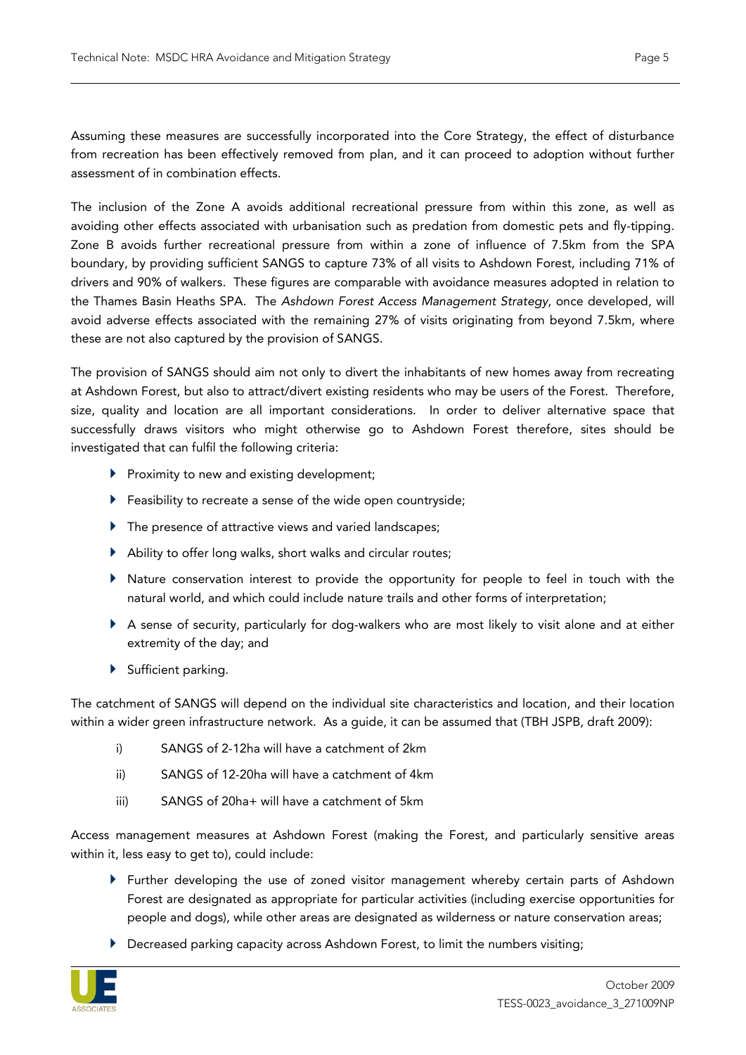Assuming these measures are successfully incorporated into the Core Strategy, the effect of disturbance from recreation has been effectively removed from plan, and it can proceed to adoption without further assessment of in combination effects.

The inclusion of the Zone A avoids additional recreational pressure from within this zone, as well as avoiding other effects associated with urbanisation such as predation from domestic pets and fly-tipping. Zone B avoids further recreational pressure from within a zone of influence of 7.5km from the SPA boundary, by providing sufficient SANGS to capture 73% of all visits to Ashdown Forest, including 71% of drivers and 90% of walkers. These figures are comparable with avoidance measures adopted in relation to the Thames Basin Heaths SPA. The *Ashdown Forest Access Management Strategy*, once developed, will avoid adverse effects associated with the remaining 27% of visits originating from beyond 7.5km, where these are not also captured by the provision of SANGS.

The provision of SANGS should aim not only to divert the inhabitants of new homes away from recreating at Ashdown Forest, but also to attract/divert existing residents who may be users of the Forest. Therefore, size, quality and location are all important considerations. In order to deliver alternative space that successfully draws visitors who might otherwise go to Ashdown Forest therefore, sites should be investigated that can fulfil the following criteria:

- Proximity to new and existing development;
- Feasibility to recreate a sense of the wide open countryside;
- The presence of attractive views and varied landscapes;
- Ability to offer long walks, short walks and circular routes;
- Nature conservation interest to provide the opportunity for people to feel in touch with the natural world, and which could include nature trails and other forms of interpretation;
- A sense of security, particularly for dog-walkers who are most likely to visit alone and at either extremity of the day; and
- Sufficient parking.

The catchment of SANGS will depend on the individual site characteristics and location, and their location within a wider green infrastructure network. As a guide, it can be assumed that (TBH JSPB, draft 2009):

i) SANGS of 2-12ha will have a catchment of 2km

ii) SANGS of 12-20ha will have a catchment of 4km

iii) SANGS of 20ha+ will have a catchment of 5km

Access management measures at Ashdown Forest (making the Forest, and particularly sensitive areas within it, less easy to get to), could include:

- Further developing the use of zoned visitor management whereby certain parts of Ashdown Forest are designated as appropriate for particular activities (including exercise opportunities for people and dogs), while other areas are designated as wilderness or nature conservation areas;
- Decreased parking capacity across Ashdown Forest, to limit the numbers visiting;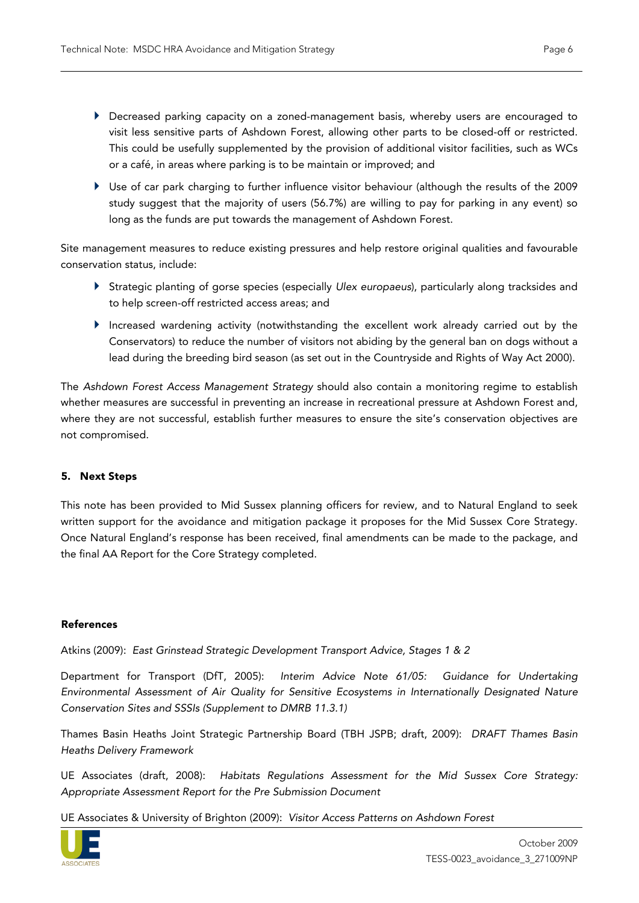- Decreased parking capacity on a zoned-management basis, whereby users are encouraged to visit less sensitive parts of Ashdown Forest, allowing other parts to be closed-off or restricted. This could be usefully supplemented by the provision of additional visitor facilities, such as WCs or a café, in areas where parking is to be maintain or improved; and
- Use of car park charging to further influence visitor behaviour (although the results of the 2009 study suggest that the majority of users (56.7%) are willing to pay for parking in any event) so long as the funds are put towards the management of Ashdown Forest.

Site management measures to reduce existing pressures and help restore original qualities and favourable conservation status, include:

- Strategic planting of gorse species (especially *Ulex europaeus*), particularly along tracksides and to help screen-off restricted access areas; and
- Increased wardening activity (notwithstanding the excellent work already carried out by the Conservators) to reduce the number of visitors not abiding by the general ban on dogs without a lead during the breeding bird season (as set out in the Countryside and Rights of Way Act 2000).

The *Ashdown Forest Access Management Strategy* should also contain a monitoring regime to establish whether measures are successful in preventing an increase in recreational pressure at Ashdown Forest and, where they are not successful, establish further measures to ensure the site's conservation objectives are not compromised.

## 5. Next Steps

This note has been provided to Mid Sussex planning officers for review, and to Natural England to seek written support for the avoidance and mitigation package it proposes for the Mid Sussex Core Strategy. Once Natural England's response has been received, final amendments can be made to the package, and the final AA Report for the Core Strategy completed.

### References

Atkins (2009): *East Grinstead Strategic Development Transport Advice, Stages 1 & 2*

Department for Transport (DfT, 2005): *Interim Advice Note 61/05: Guidance for Undertaking Environmental Assessment of Air Quality for Sensitive Ecosystems in Internationally Designated Nature Conservation Sites and SSSIs (Supplement to DMRB 11.3.1)*

Thames Basin Heaths Joint Strategic Partnership Board (TBH JSPB; draft, 2009): *DRAFT Thames Basin Heaths Delivery Framework*

UE Associates (draft, 2008): *Habitats Regulations Assessment for the Mid Sussex Core Strategy: Appropriate Assessment Report for the Pre Submission Document*

UE Associates & University of Brighton (2009): *Visitor Access Patterns on Ashdown Forest*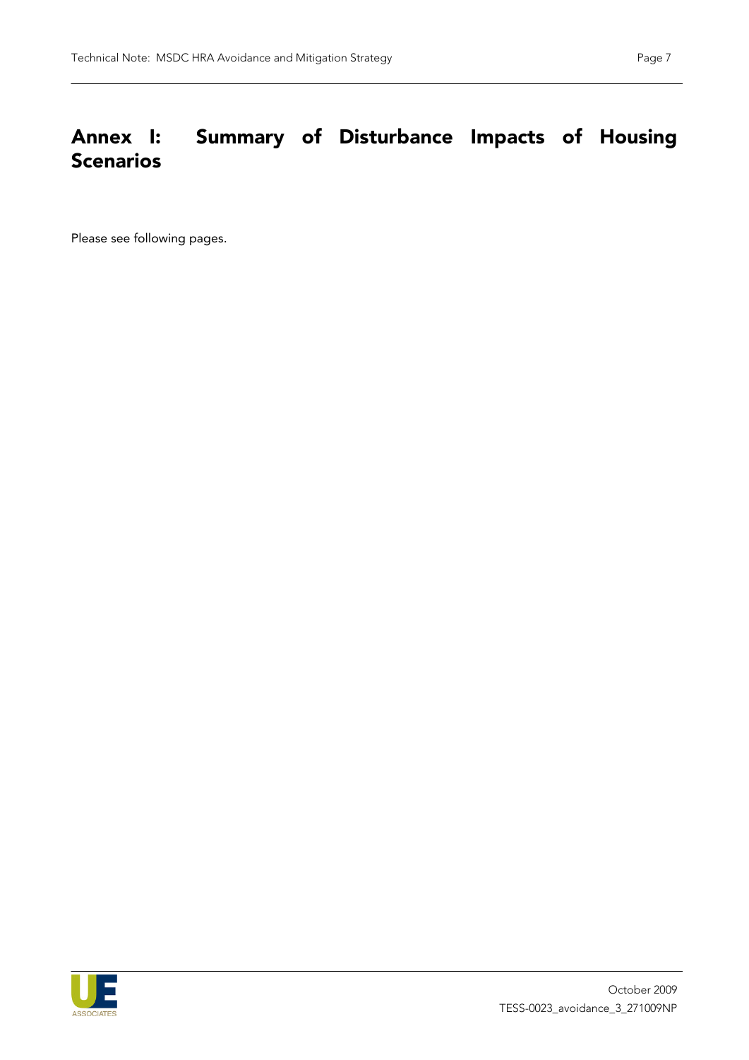# Annex I: Summary of Disturbance Impacts of Housing Scenarios

Please see following pages.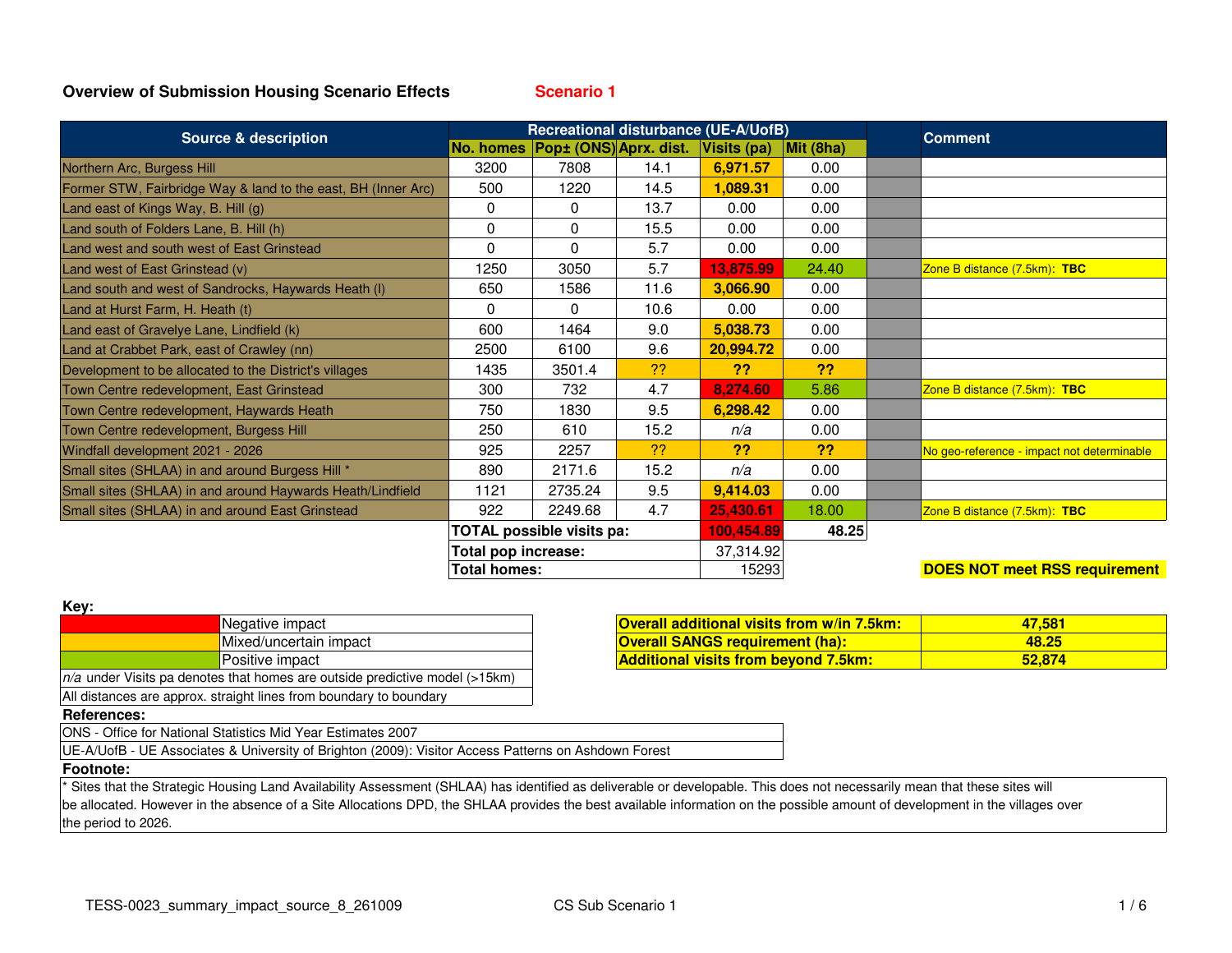## Overview of Submission Housing Scenario Effects

**Scenario 1**

| Source & description | Recreational disturbance (UE-A/UofB) | | | | | | Comment |
|---|---|---|---|---|---|---|---|
| | No. homes | Pop± (ONS) | Aprx. dist. | Visits (pa) | Mit (8ha) | | |
| Northern Arc, Burgess Hill | 3200 | 7808 | 14.1 | 6,971.57 | 0.00 | | |
| Former STW, Fairbridge Way & land to the east, BH (Inner Arc) | 500 | 1220 | 14.5 | 1,089.31 | 0.00 | | |
| Land east of Kings Way, B. Hill (g) | 0 | 0 | 13.7 | 0.00 | 0.00 | | |
| Land south of Folders Lane, B. Hill (h) | 0 | 0 | 15.5 | 0.00 | 0.00 | | |
| Land west and south west of East Grinstead | 0 | 0 | 5.7 | 0.00 | 0.00 | | |
| Land west of East Grinstead (v) | 1250 | 3050 | 5.7 | 13,875.99 | 24.40 | | Zone B distance (7.5km): **TBC** |
| Land south and west of Sandrocks, Haywards Heath (l) | 650 | 1586 | 11.6 | 3,066.90 | 0.00 | | |
| Land at Hurst Farm, H. Heath (t) | 0 | 0 | 10.6 | 0.00 | 0.00 | | |
| Land east of Gravelye Lane, Lindfield (k) | 600 | 1464 | 9.0 | 5,038.73 | 0.00 | | |
| Land at Crabbet Park, east of Crawley (nn) | 2500 | 6100 | 9.6 | 20,994.72 | 0.00 | | |
| Development to be allocated to the District's villages | 1435 | 3501.4 | ?? | ?? | ?? | | |
| Town Centre redevelopment, East Grinstead | 300 | 732 | 4.7 | 8,274.60 | 5.86 | | Zone B distance (7.5km): **TBC** |
| Town Centre redevelopment, Haywards Heath | 750 | 1830 | 9.5 | 6,298.42 | 0.00 | | |
| Town Centre redevelopment, Burgess Hill | 250 | 610 | 15.2 | *n/a* | 0.00 | | |
| Windfall development 2021 - 2026 | 925 | 2257 | ?? | ?? | ?? | | No geo-reference - impact not determinable |
| Small sites (SHLAA) in and around Burgess Hill * | 890 | 2171.6 | 15.2 | *n/a* | 0.00 | | |
| Small sites (SHLAA) in and around Haywards Heath/Lindfield | 1121 | 2735.24 | 9.5 | 9,414.03 | 0.00 | | |
| Small sites (SHLAA) in and around East Grinstead | 922 | 2249.68 | 4.7 | 25,430.61 | 18.00 | | Zone B distance (7.5km): **TBC** |
| | **TOTAL possible visits pa:** | | | 100,454.89 | 48.25 | | |
| | **Total pop increase:** | | | 37,314.92 | | | |
| | **Total homes:** | | | 15293 | | | **DOES NOT meet RSS requirement** |

**Key:**

| Colour | Meaning |
|---|---|
| Red | Negative impact |
| Orange | Mixed/uncertain impact |
| Green | Positive impact |

*n/a* under Visits pa denotes that homes are outside predictive model (>15km)

All distances are approx. straight lines from boundary to boundary

| | |
|---|---|
| **Overall additional visits from w/in 7.5km:** | **47,581** |
| **Overall SANGS requirement (ha):** | **48.25** |
| **Additional visits from beyond 7.5km:** | **52,874** |

**References:**

ONS - Office for National Statistics Mid Year Estimates 2007

UE-A/UofB - UE Associates & University of Brighton (2009): Visitor Access Patterns on Ashdown Forest

**Footnote:**

* Sites that the Strategic Housing Land Availability Assessment (SHLAA) has identified as deliverable or developable. This does not necessarily mean that these sites will be allocated. However in the absence of a Site Allocations DPD, the SHLAA provides the best available information on the possible amount of development in the villages over the period to 2026.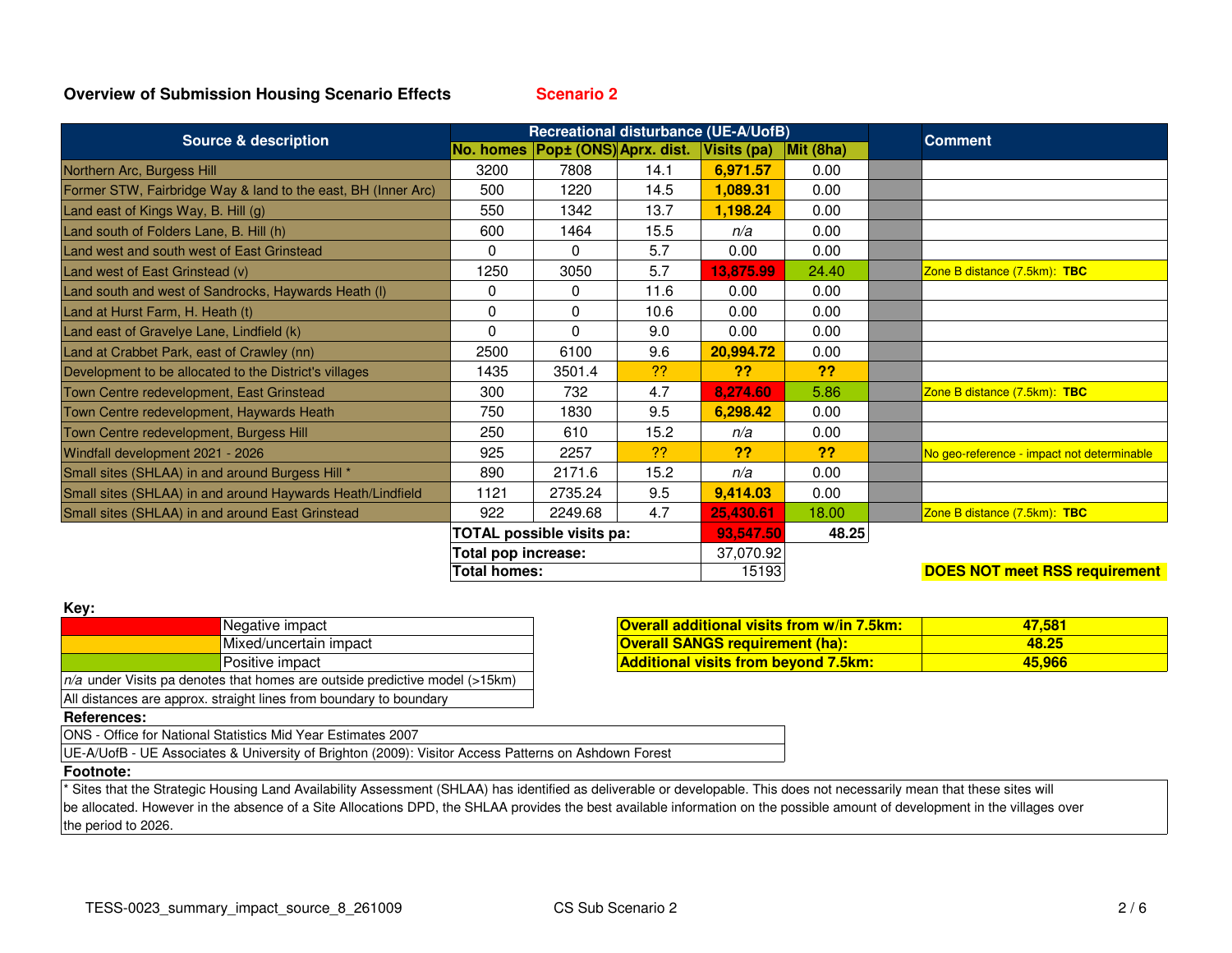**Overview of Submission Housing Scenario Effects** **Scenario 2**

| Source & description | Recreational disturbance (UE-A/UofB) | | | | | | Comment |
|---|---|---|---|---|---|---|---|
| | No. homes | Pop± (ONS) | Aprx. dist. | Visits (pa) | Mit (8ha) | | |
| Northern Arc, Burgess Hill | 3200 | 7808 | 14.1 | 6,971.57 | 0.00 | | |
| Former STW, Fairbridge Way & land to the east, BH (Inner Arc) | 500 | 1220 | 14.5 | 1,089.31 | 0.00 | | |
| Land east of Kings Way, B. Hill (g) | 550 | 1342 | 13.7 | 1,198.24 | 0.00 | | |
| Land south of Folders Lane, B. Hill (h) | 600 | 1464 | 15.5 | *n/a* | 0.00 | | |
| Land west and south west of East Grinstead | 0 | 0 | 5.7 | 0.00 | 0.00 | | |
| Land west of East Grinstead (v) | 1250 | 3050 | 5.7 | 13,875.99 | 24.40 | | Zone B distance (7.5km): **TBC** |
| Land south and west of Sandrocks, Haywards Heath (l) | 0 | 0 | 11.6 | 0.00 | 0.00 | | |
| Land at Hurst Farm, H. Heath (t) | 0 | 0 | 10.6 | 0.00 | 0.00 | | |
| Land east of Gravelye Lane, Lindfield (k) | 0 | 0 | 9.0 | 0.00 | 0.00 | | |
| Land at Crabbet Park, east of Crawley (nn) | 2500 | 6100 | 9.6 | 20,994.72 | 0.00 | | |
| Development to be allocated to the District's villages | 1435 | 3501.4 | ?? | ?? | ?? | | |
| Town Centre redevelopment, East Grinstead | 300 | 732 | 4.7 | 8,274.60 | 5.86 | | Zone B distance (7.5km): **TBC** |
| Town Centre redevelopment, Haywards Heath | 750 | 1830 | 9.5 | 6,298.42 | 0.00 | | |
| Town Centre redevelopment, Burgess Hill | 250 | 610 | 15.2 | *n/a* | 0.00 | | |
| Windfall development 2021 - 2026 | 925 | 2257 | ?? | ?? | ?? | | No geo-reference - impact not determinable |
| Small sites (SHLAA) in and around Burgess Hill * | 890 | 2171.6 | 15.2 | *n/a* | 0.00 | | |
| Small sites (SHLAA) in and around Haywards Heath/Lindfield | 1121 | 2735.24 | 9.5 | 9,414.03 | 0.00 | | |
| Small sites (SHLAA) in and around East Grinstead | 922 | 2249.68 | 4.7 | 25,430.61 | 18.00 | | Zone B distance (7.5km): **TBC** |
| | **TOTAL possible visits pa:** | | | 93,547.50 | 48.25 | | |
| | **Total pop increase:** | | | 37,070.92 | | | |
| | **Total homes:** | | | 15193 | | | **DOES NOT meet RSS requirement** |

**Key:**

| | |
|---|---|
| (red) | Negative impact |
| (orange) | Mixed/uncertain impact |
| (green) | Positive impact |
| *n/a* under Visits pa denotes that homes are outside predictive model (>15km) | |
| All distances are approx. straight lines from boundary to boundary | |

| | |
|---|---|
| **Overall additional visits from w/in 7.5km:** | **47,581** |
| **Overall SANGS requirement (ha):** | **48.25** |
| **Additional visits from beyond 7.5km:** | **45,966** |

**References:**

ONS - Office for National Statistics Mid Year Estimates 2007

UE-A/UofB - UE Associates & University of Brighton (2009): Visitor Access Patterns on Ashdown Forest

**Footnote:**

* Sites that the Strategic Housing Land Availability Assessment (SHLAA) has identified as deliverable or developable. This does not necessarily mean that these sites will be allocated. However in the absence of a Site Allocations DPD, the SHLAA provides the best available information on the possible amount of development in the villages over the period to 2026.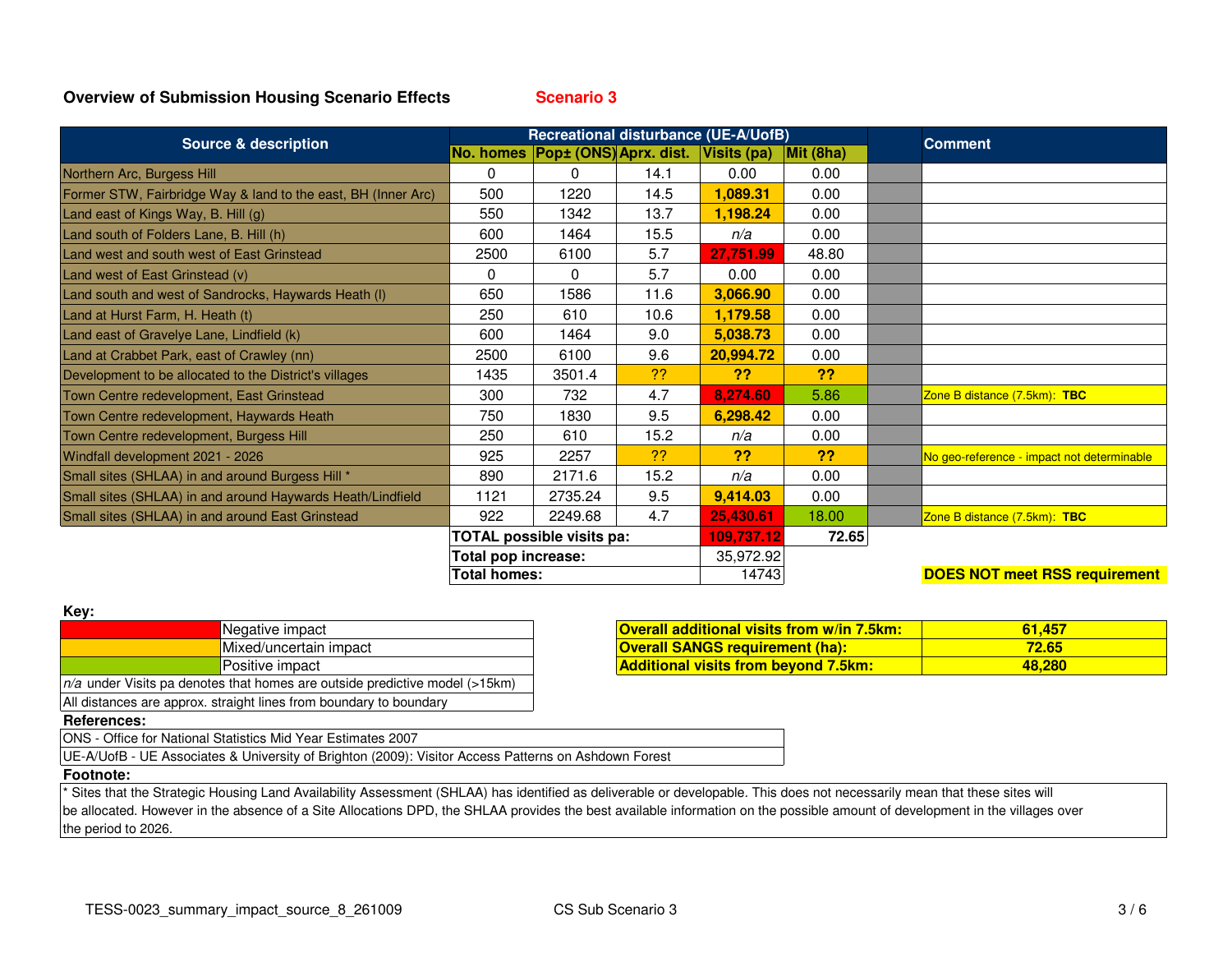**Overview of Submission Housing Scenario Effects** **Scenario 3**

| Source & description | Recreational disturbance (UE-A/UofB) | | | | | | Comment |
|---|---|---|---|---|---|---|---|
| | No. homes | Pop± (ONS) | Aprx. dist. | Visits (pa) | Mit (8ha) | | |
| Northern Arc, Burgess Hill | 0 | 0 | 14.1 | 0.00 | 0.00 | | |
| Former STW, Fairbridge Way & land to the east, BH (Inner Arc) | 500 | 1220 | 14.5 | 1,089.31 | 0.00 | | |
| Land east of Kings Way, B. Hill (g) | 550 | 1342 | 13.7 | 1,198.24 | 0.00 | | |
| Land south of Folders Lane, B. Hill (h) | 600 | 1464 | 15.5 | *n/a* | 0.00 | | |
| Land west and south west of East Grinstead | 2500 | 6100 | 5.7 | 27,751.99 | 48.80 | | |
| Land west of East Grinstead (v) | 0 | 0 | 5.7 | 0.00 | 0.00 | | |
| Land south and west of Sandrocks, Haywards Heath (l) | 650 | 1586 | 11.6 | 3,066.90 | 0.00 | | |
| Land at Hurst Farm, H. Heath (t) | 250 | 610 | 10.6 | 1,179.58 | 0.00 | | |
| Land east of Gravelye Lane, Lindfield (k) | 600 | 1464 | 9.0 | 5,038.73 | 0.00 | | |
| Land at Crabbet Park, east of Crawley (nn) | 2500 | 6100 | 9.6 | 20,994.72 | 0.00 | | |
| Development to be allocated to the District's villages | 1435 | 3501.4 | ?? | ?? | ?? | | |
| Town Centre redevelopment, East Grinstead | 300 | 732 | 4.7 | 8,274.60 | 5.86 | | Zone B distance (7.5km): **TBC** |
| Town Centre redevelopment, Haywards Heath | 750 | 1830 | 9.5 | 6,298.42 | 0.00 | | |
| Town Centre redevelopment, Burgess Hill | 250 | 610 | 15.2 | *n/a* | 0.00 | | |
| Windfall development 2021 - 2026 | 925 | 2257 | ?? | ?? | ?? | | No geo-reference - impact not determinable |
| Small sites (SHLAA) in and around Burgess Hill * | 890 | 2171.6 | 15.2 | *n/a* | 0.00 | | |
| Small sites (SHLAA) in and around Haywards Heath/Lindfield | 1121 | 2735.24 | 9.5 | 9,414.03 | 0.00 | | |
| Small sites (SHLAA) in and around East Grinstead | 922 | 2249.68 | 4.7 | 25,430.61 | 18.00 | | Zone B distance (7.5km): **TBC** |
| | **TOTAL possible visits pa:** | | | 109,737.12 | **72.65** | | |
| | **Total pop increase:** | | | 35,972.92 | | | |
| | **Total homes:** | | | 14743 | | | **DOES NOT meet RSS requirement** |

**Key:**

| Colour | Meaning |
|---|---|
| Red | Negative impact |
| Amber | Mixed/uncertain impact |
| Green | Positive impact |

*n/a* under Visits pa denotes that homes are outside predictive model (>15km)

All distances are approx. straight lines from boundary to boundary

| | |
|---|---|
| **Overall additional visits from w/in 7.5km:** | **61,457** |
| **Overall SANGS requirement (ha):** | **72.65** |
| **Additional visits from beyond 7.5km:** | **48,280** |

**References:**

ONS - Office for National Statistics Mid Year Estimates 2007

UE-A/UofB - UE Associates & University of Brighton (2009): Visitor Access Patterns on Ashdown Forest

**Footnote:**

* Sites that the Strategic Housing Land Availability Assessment (SHLAA) has identified as deliverable or developable. This does not necessarily mean that these sites will be allocated. However in the absence of a Site Allocations DPD, the SHLAA provides the best available information on the possible amount of development in the villages over the period to 2026.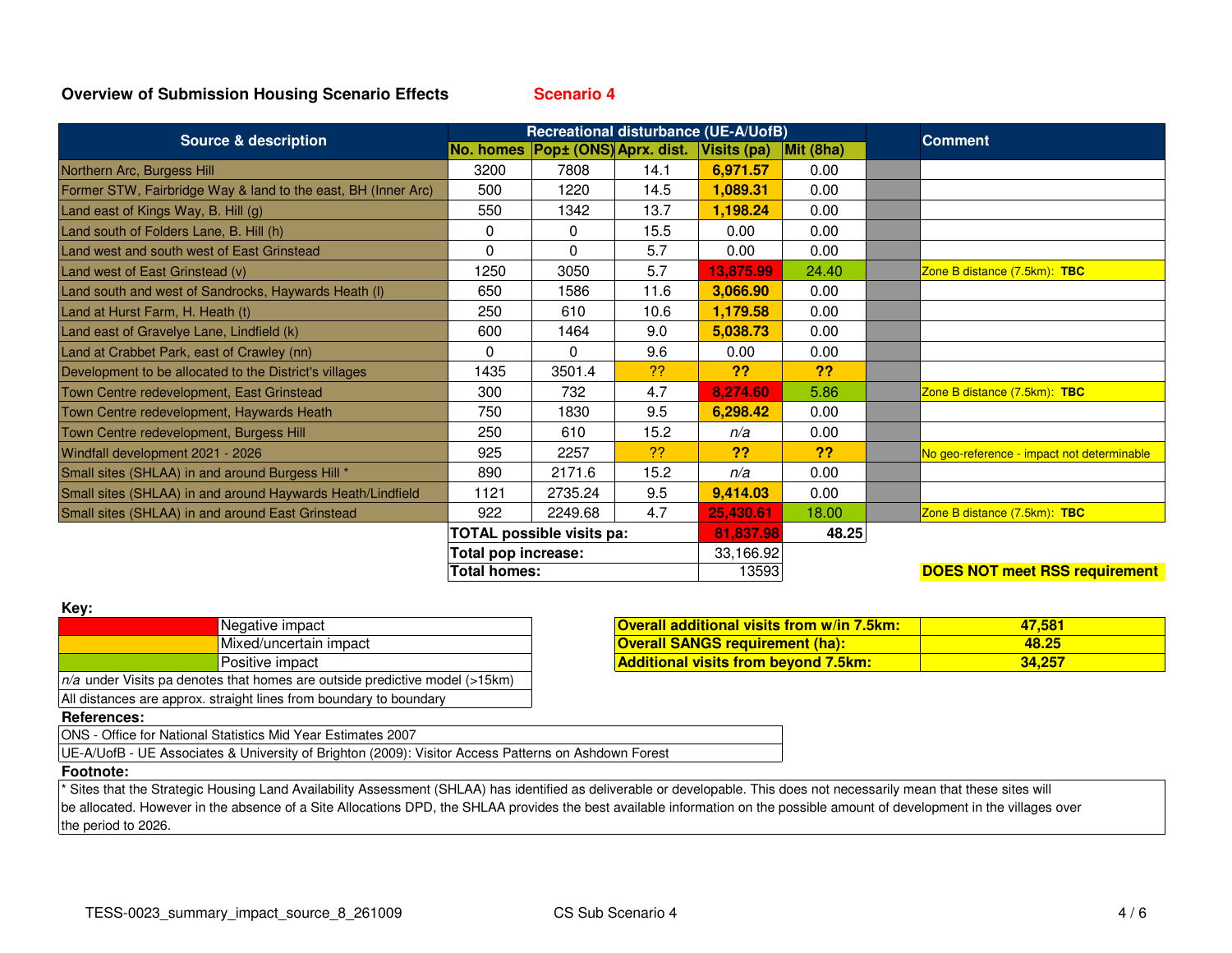**Overview of Submission Housing Scenario Effects** **Scenario 4**

| Source & description | Recreational disturbance (UE-A/UofB) | | | | | | Comment |
|---|---|---|---|---|---|---|---|
| | No. homes | Pop± (ONS) | Aprx. dist. | Visits (pa) | Mit (8ha) | | |
| Northern Arc, Burgess Hill | 3200 | 7808 | 14.1 | 6,971.57 | 0.00 | | |
| Former STW, Fairbridge Way & land to the east, BH (Inner Arc) | 500 | 1220 | 14.5 | 1,089.31 | 0.00 | | |
| Land east of Kings Way, B. Hill (g) | 550 | 1342 | 13.7 | 1,198.24 | 0.00 | | |
| Land south of Folders Lane, B. Hill (h) | 0 | 0 | 15.5 | 0.00 | 0.00 | | |
| Land west and south west of East Grinstead | 0 | 0 | 5.7 | 0.00 | 0.00 | | |
| Land west of East Grinstead (v) | 1250 | 3050 | 5.7 | 13,875.99 | 24.40 | | Zone B distance (7.5km): **TBC** |
| Land south and west of Sandrocks, Haywards Heath (l) | 650 | 1586 | 11.6 | 3,066.90 | 0.00 | | |
| Land at Hurst Farm, H. Heath (t) | 250 | 610 | 10.6 | 1,179.58 | 0.00 | | |
| Land east of Gravelye Lane, Lindfield (k) | 600 | 1464 | 9.0 | 5,038.73 | 0.00 | | |
| Land at Crabbet Park, east of Crawley (nn) | 0 | 0 | 9.6 | 0.00 | 0.00 | | |
| Development to be allocated to the District's villages | 1435 | 3501.4 | ?? | ?? | ?? | | |
| Town Centre redevelopment, East Grinstead | 300 | 732 | 4.7 | 8,274.60 | 5.86 | | Zone B distance (7.5km): **TBC** |
| Town Centre redevelopment, Haywards Heath | 750 | 1830 | 9.5 | 6,298.42 | 0.00 | | |
| Town Centre redevelopment, Burgess Hill | 250 | 610 | 15.2 | *n/a* | 0.00 | | |
| Windfall development 2021 - 2026 | 925 | 2257 | ?? | ?? | ?? | | No geo-reference - impact not determinable |
| Small sites (SHLAA) in and around Burgess Hill * | 890 | 2171.6 | 15.2 | *n/a* | 0.00 | | |
| Small sites (SHLAA) in and around Haywards Heath/Lindfield | 1121 | 2735.24 | 9.5 | 9,414.03 | 0.00 | | |
| Small sites (SHLAA) in and around East Grinstead | 922 | 2249.68 | 4.7 | 25,430.61 | 18.00 | | Zone B distance (7.5km): **TBC** |
| | **TOTAL possible visits pa:** | | | 81,837.98 | **48.25** | | |
| | **Total pop increase:** | | | 33,166.92 | | | |
| | **Total homes:** | | | 13593 | | | **DOES NOT meet RSS requirement** |

| | |
|---|---|
| **Overall additional visits from w/in 7.5km:** | **47,581** |
| **Overall SANGS requirement (ha):** | **48.25** |
| **Additional visits from beyond 7.5km:** | **34,257** |

**Key:**

| | |
|---|---|
| (red) | Negative impact |
| (orange) | Mixed/uncertain impact |
| (green) | Positive impact |

*n/a* under Visits pa denotes that homes are outside predictive model (>15km)

All distances are approx. straight lines from boundary to boundary

**References:**

ONS - Office for National Statistics Mid Year Estimates 2007

UE-A/UofB - UE Associates & University of Brighton (2009): Visitor Access Patterns on Ashdown Forest

**Footnote:**

* Sites that the Strategic Housing Land Availability Assessment (SHLAA) has identified as deliverable or developable. This does not necessarily mean that these sites will be allocated. However in the absence of a Site Allocations DPD, the SHLAA provides the best available information on the possible amount of development in the villages over the period to 2026.

TESS-0023_summary_impact_source_8_261009 CS Sub Scenario 4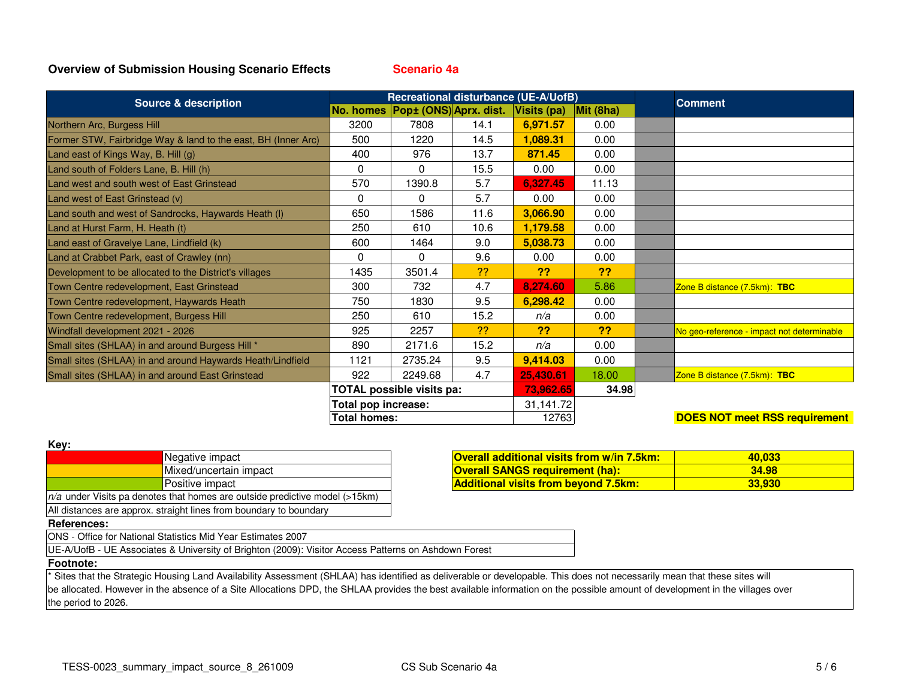**Overview of Submission Housing Scenario Effects** **Scenario 4a**

| Source & description | Recreational disturbance (UE-A/UofB) | | | | | | Comment |
|---|---|---|---|---|---|---|---|
| | No. homes | Pop± (ONS) | Aprx. dist. | Visits (pa) | Mit (8ha) | | |
| Northern Arc, Burgess Hill | 3200 | 7808 | 14.1 | **6,971.57** | 0.00 | | |
| Former STW, Fairbridge Way & land to the east, BH (Inner Arc) | 500 | 1220 | 14.5 | **1,089.31** | 0.00 | | |
| Land east of Kings Way, B. Hill (g) | 400 | 976 | 13.7 | **871.45** | 0.00 | | |
| Land south of Folders Lane, B. Hill (h) | 0 | 0 | 15.5 | 0.00 | 0.00 | | |
| Land west and south west of East Grinstead | 570 | 1390.8 | 5.7 | **6,327.45** | 11.13 | | |
| Land west of East Grinstead (v) | 0 | 0 | 5.7 | 0.00 | 0.00 | | |
| Land south and west of Sandrocks, Haywards Heath (l) | 650 | 1586 | 11.6 | **3,066.90** | 0.00 | | |
| Land at Hurst Farm, H. Heath (t) | 250 | 610 | 10.6 | **1,179.58** | 0.00 | | |
| Land east of Gravelye Lane, Lindfield (k) | 600 | 1464 | 9.0 | **5,038.73** | 0.00 | | |
| Land at Crabbet Park, east of Crawley (nn) | 0 | 0 | 9.6 | 0.00 | 0.00 | | |
| Development to be allocated to the District's villages | 1435 | 3501.4 | ?? | **??** | **??** | | |
| Town Centre redevelopment, East Grinstead | 300 | 732 | 4.7 | **8,274.60** | 5.86 | | Zone B distance (7.5km): **TBC** |
| Town Centre redevelopment, Haywards Heath | 750 | 1830 | 9.5 | **6,298.42** | 0.00 | | |
| Town Centre redevelopment, Burgess Hill | 250 | 610 | 15.2 | *n/a* | 0.00 | | |
| Windfall development 2021 - 2026 | 925 | 2257 | ?? | **??** | **??** | | No geo-reference - impact not determinable |
| Small sites (SHLAA) in and around Burgess Hill * | 890 | 2171.6 | 15.2 | *n/a* | 0.00 | | |
| Small sites (SHLAA) in and around Haywards Heath/Lindfield | 1121 | 2735.24 | 9.5 | **9,414.03** | 0.00 | | |
| Small sites (SHLAA) in and around East Grinstead | 922 | 2249.68 | 4.7 | **25,430.61** | 18.00 | | Zone B distance (7.5km): **TBC** |
| | **TOTAL possible visits pa:** | | | **73,962.65** | **34.98** | | |
| | **Total pop increase:** | | | 31,141.72 | | | |
| | **Total homes:** | | | 12763 | | | **DOES NOT meet RSS requirement** |

**Key:**

| Colour | Meaning |
|---|---|
| Red | Negative impact |
| Amber | Mixed/uncertain impact |
| Green | Positive impact |

*n/a* under Visits pa denotes that homes are outside predictive model (>15km)

All distances are approx. straight lines from boundary to boundary

| | |
|---|---|
| **Overall additional visits from w/in 7.5km:** | **40,033** |
| **Overall SANGS requirement (ha):** | **34.98** |
| **Additional visits from beyond 7.5km:** | **33,930** |

**References:**

ONS - Office for National Statistics Mid Year Estimates 2007

UE-A/UofB - UE Associates & University of Brighton (2009): Visitor Access Patterns on Ashdown Forest

**Footnote:**

* Sites that the Strategic Housing Land Availability Assessment (SHLAA) has identified as deliverable or developable. This does not necessarily mean that these sites will be allocated. However in the absence of a Site Allocations DPD, the SHLAA provides the best available information on the possible amount of development in the villages over the period to 2026.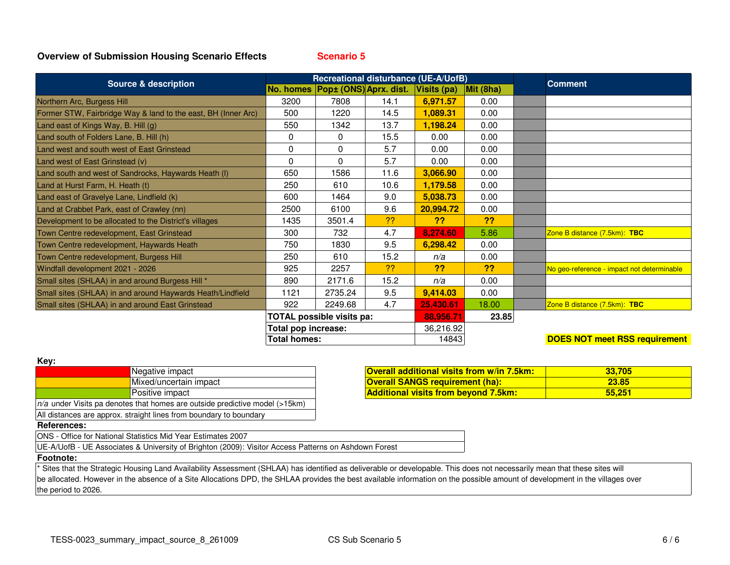**Overview of Submission Housing Scenario Effects** **Scenario 5**

| Source & description | Recreational disturbance (UE-A/UofB) | | | | | | Comment |
|---|---|---|---|---|---|---|---|
| | No. homes | Pop± (ONS) | Aprx. dist. | Visits (pa) | Mit (8ha) | | |
| Northern Arc, Burgess Hill | 3200 | 7808 | 14.1 | 6,971.57 | 0.00 | | |
| Former STW, Fairbridge Way & land to the east, BH (Inner Arc) | 500 | 1220 | 14.5 | 1,089.31 | 0.00 | | |
| Land east of Kings Way, B. Hill (g) | 550 | 1342 | 13.7 | 1,198.24 | 0.00 | | |
| Land south of Folders Lane, B. Hill (h) | 0 | 0 | 15.5 | 0.00 | 0.00 | | |
| Land west and south west of East Grinstead | 0 | 0 | 5.7 | 0.00 | 0.00 | | |
| Land west of East Grinstead (v) | 0 | 0 | 5.7 | 0.00 | 0.00 | | |
| Land south and west of Sandrocks, Haywards Heath (l) | 650 | 1586 | 11.6 | 3,066.90 | 0.00 | | |
| Land at Hurst Farm, H. Heath (t) | 250 | 610 | 10.6 | 1,179.58 | 0.00 | | |
| Land east of Gravelye Lane, Lindfield (k) | 600 | 1464 | 9.0 | 5,038.73 | 0.00 | | |
| Land at Crabbet Park, east of Crawley (nn) | 2500 | 6100 | 9.6 | 20,994.72 | 0.00 | | |
| Development to be allocated to the District's villages | 1435 | 3501.4 | ?? | ?? | ?? | | |
| Town Centre redevelopment, East Grinstead | 300 | 732 | 4.7 | 8,274.60 | 5.86 | | Zone B distance (7.5km): **TBC** |
| Town Centre redevelopment, Haywards Heath | 750 | 1830 | 9.5 | 6,298.42 | 0.00 | | |
| Town Centre redevelopment, Burgess Hill | 250 | 610 | 15.2 | *n/a* | 0.00 | | |
| Windfall development 2021 - 2026 | 925 | 2257 | ?? | ?? | ?? | | No geo-reference - impact not determinable |
| Small sites (SHLAA) in and around Burgess Hill * | 890 | 2171.6 | 15.2 | *n/a* | 0.00 | | |
| Small sites (SHLAA) in and around Haywards Heath/Lindfield | 1121 | 2735.24 | 9.5 | 9,414.03 | 0.00 | | |
| Small sites (SHLAA) in and around East Grinstead | 922 | 2249.68 | 4.7 | 25,430.61 | 18.00 | | Zone B distance (7.5km): **TBC** |
| | **TOTAL possible visits pa:** | | | 88,956.71 | **23.85** | | |
| | **Total pop increase:** | | | 36,216.92 | | | |
| | **Total homes:** | | | 14843 | | | **DOES NOT meet RSS requirement** |

**Key:**

| | |
|---|---|
| (red) | Negative impact |
| (amber) | Mixed/uncertain impact |
| (green) | Positive impact |

*n/a* under Visits pa denotes that homes are outside predictive model (>15km)

All distances are approx. straight lines from boundary to boundary

| | |
|---|---|
| **Overall additional visits from w/in 7.5km:** | **33,705** |
| **Overall SANGS requirement (ha):** | **23.85** |
| **Additional visits from beyond 7.5km:** | **55,251** |

**References:**

ONS - Office for National Statistics Mid Year Estimates 2007

UE-A/UofB - UE Associates & University of Brighton (2009): Visitor Access Patterns on Ashdown Forest

**Footnote:**

* Sites that the Strategic Housing Land Availability Assessment (SHLAA) has identified as deliverable or developable. This does not necessarily mean that these sites will be allocated. However in the absence of a Site Allocations DPD, the SHLAA provides the best available information on the possible amount of development in the villages over the period to 2026.

TESS-0023_summary_impact_source_8_261009 CS Sub Scenario 5